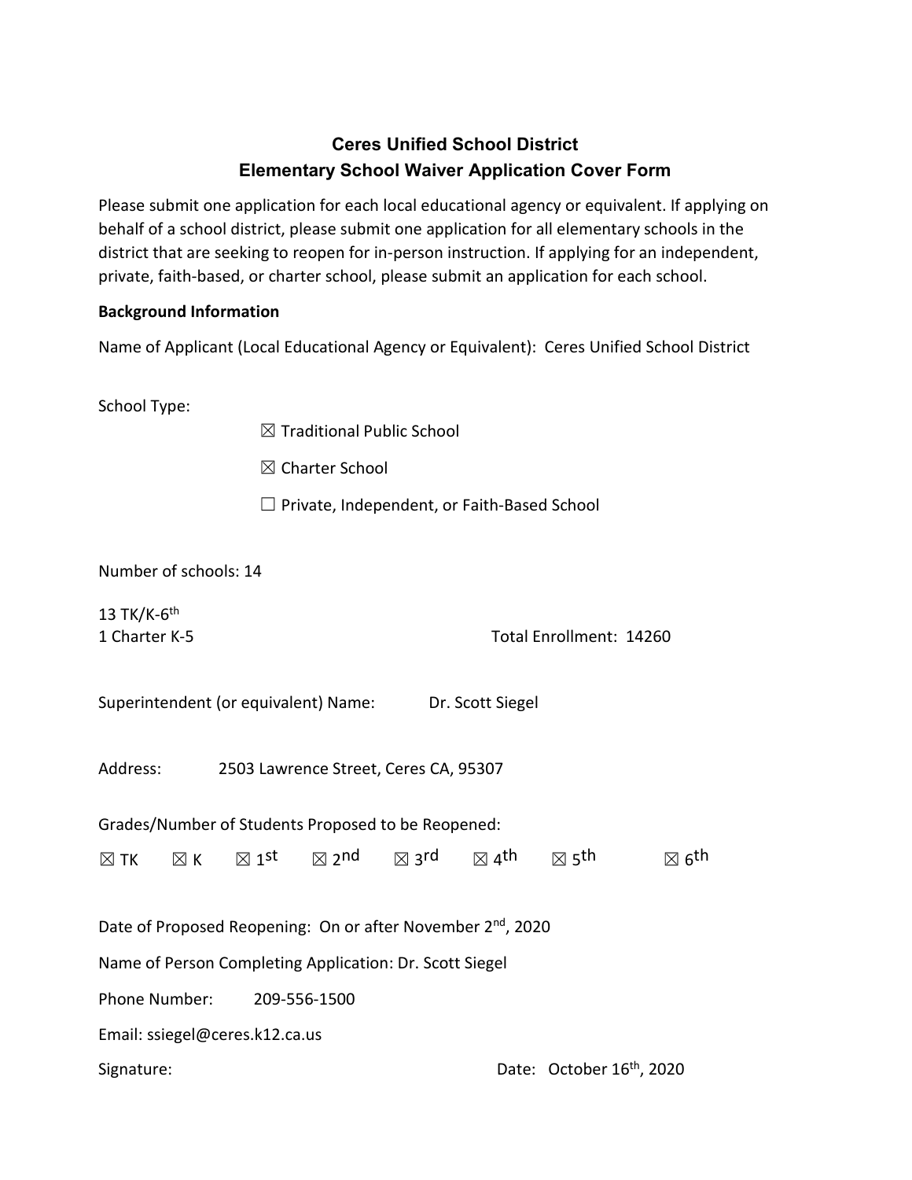# Ceres Unified School District
## Elementary School Waiver Application Cover Form

Please submit one application for each local educational agency or equivalent. If applying on behalf of a school district, please submit one application for all elementary schools in the district that are seeking to reopen for in-person instruction. If applying for an independent, private, faith-based, or charter school, please submit an application for each school.

**Background Information**

Name of Applicant (Local Educational Agency or Equivalent): Ceres Unified School District

School Type:

☒ Traditional Public School

☒ Charter School

☐ Private, Independent, or Faith-Based School

Number of schools: 14

13 TK/K-6th
1 Charter K-5

Total Enrollment: 14260

Superintendent (or equivalent) Name: Dr. Scott Siegel

Address: 2503 Lawrence Street, Ceres CA, 95307

Grades/Number of Students Proposed to be Reopened:

☒ TK ☒ K ☒ 1st ☒ 2nd ☒ 3rd ☒ 4th ☒ 5th ☒ 6th

Date of Proposed Reopening: On or after November 2nd, 2020

Name of Person Completing Application: Dr. Scott Siegel

Phone Number: 209-556-1500

Email: ssiegel@ceres.k12.ca.us

Signature:

Date: October 16th, 2020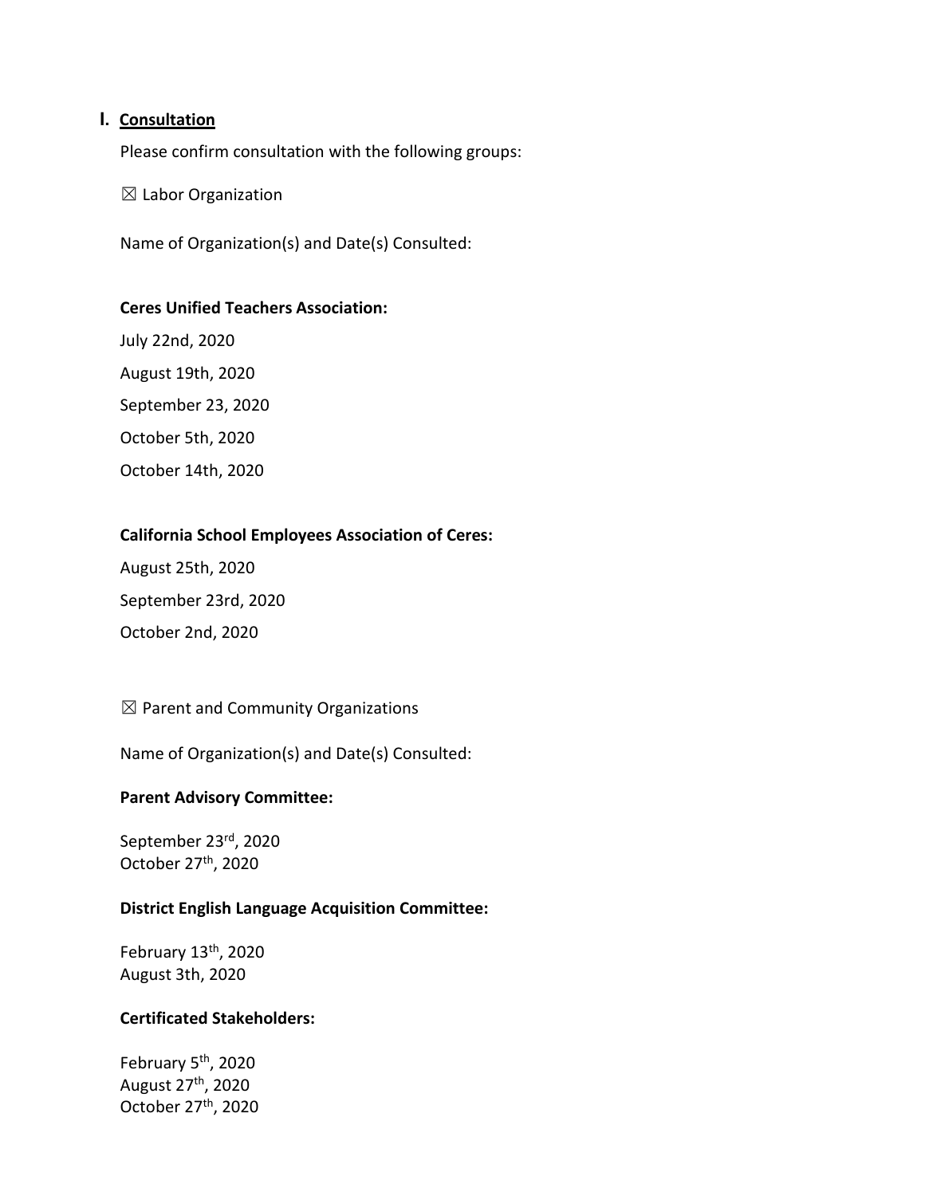## I. Consultation

Please confirm consultation with the following groups:

☒ Labor Organization

Name of Organization(s) and Date(s) Consulted:

**Ceres Unified Teachers Association:**

July 22nd, 2020

August 19th, 2020

September 23, 2020

October 5th, 2020

October 14th, 2020

**California School Employees Association of Ceres:**

August 25th, 2020

September 23rd, 2020

October 2nd, 2020

☒ Parent and Community Organizations

Name of Organization(s) and Date(s) Consulted:

**Parent Advisory Committee:**

September 23rd, 2020
October 27th, 2020

**District English Language Acquisition Committee:**

February 13th, 2020
August 3th, 2020

**Certificated Stakeholders:**

February 5th, 2020
August 27th, 2020
October 27th, 2020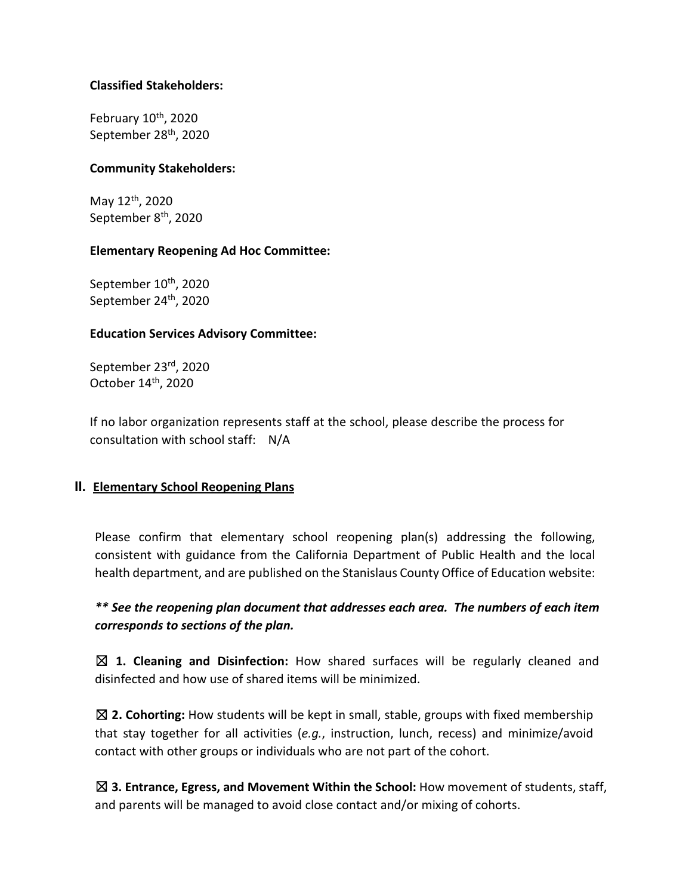**Classified Stakeholders:**

February 10th, 2020
September 28th, 2020

**Community Stakeholders:**

May 12th, 2020
September 8th, 2020

**Elementary Reopening Ad Hoc Committee:**

September 10th, 2020
September 24th, 2020

**Education Services Advisory Committee:**

September 23rd, 2020
October 14th, 2020

If no labor organization represents staff at the school, please describe the process for consultation with school staff: N/A

## II. Elementary School Reopening Plans

Please confirm that elementary school reopening plan(s) addressing the following, consistent with guidance from the California Department of Public Health and the local health department, and are published on the Stanislaus County Office of Education website:

***\*\* See the reopening plan document that addresses each area. The numbers of each item corresponds to sections of the plan.***

☒ **1. Cleaning and Disinfection:** How shared surfaces will be regularly cleaned and disinfected and how use of shared items will be minimized.

☒ **2. Cohorting:** How students will be kept in small, stable, groups with fixed membership that stay together for all activities (*e.g.*, instruction, lunch, recess) and minimize/avoid contact with other groups or individuals who are not part of the cohort.

☒ **3. Entrance, Egress, and Movement Within the School:** How movement of students, staff, and parents will be managed to avoid close contact and/or mixing of cohorts.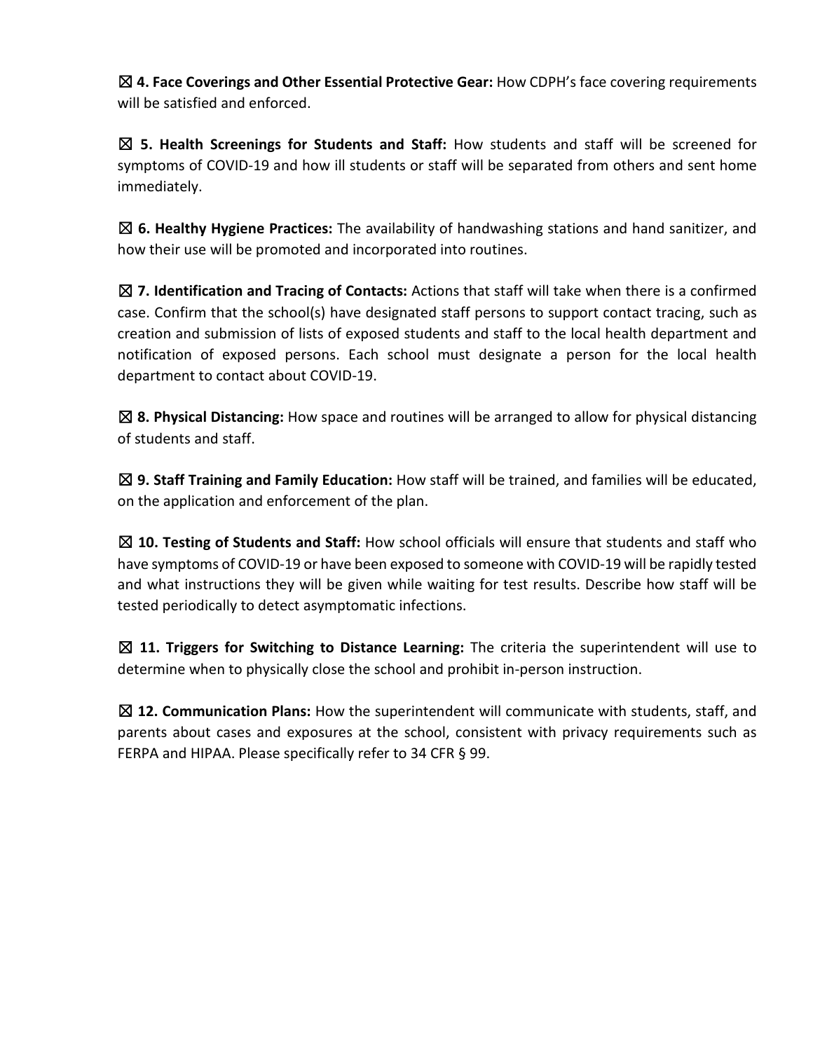☒ **4. Face Coverings and Other Essential Protective Gear:** How CDPH's face covering requirements will be satisfied and enforced.

☒ **5. Health Screenings for Students and Staff:** How students and staff will be screened for symptoms of COVID-19 and how ill students or staff will be separated from others and sent home immediately.

☒ **6. Healthy Hygiene Practices:** The availability of handwashing stations and hand sanitizer, and how their use will be promoted and incorporated into routines.

☒ **7. Identification and Tracing of Contacts:** Actions that staff will take when there is a confirmed case. Confirm that the school(s) have designated staff persons to support contact tracing, such as creation and submission of lists of exposed students and staff to the local health department and notification of exposed persons. Each school must designate a person for the local health department to contact about COVID-19.

☒ **8. Physical Distancing:** How space and routines will be arranged to allow for physical distancing of students and staff.

☒ **9. Staff Training and Family Education:** How staff will be trained, and families will be educated, on the application and enforcement of the plan.

☒ **10. Testing of Students and Staff:** How school officials will ensure that students and staff who have symptoms of COVID-19 or have been exposed to someone with COVID-19 will be rapidly tested and what instructions they will be given while waiting for test results. Describe how staff will be tested periodically to detect asymptomatic infections.

☒ **11. Triggers for Switching to Distance Learning:** The criteria the superintendent will use to determine when to physically close the school and prohibit in-person instruction.

☒ **12. Communication Plans:** How the superintendent will communicate with students, staff, and parents about cases and exposures at the school, consistent with privacy requirements such as FERPA and HIPAA. Please specifically refer to 34 CFR § 99.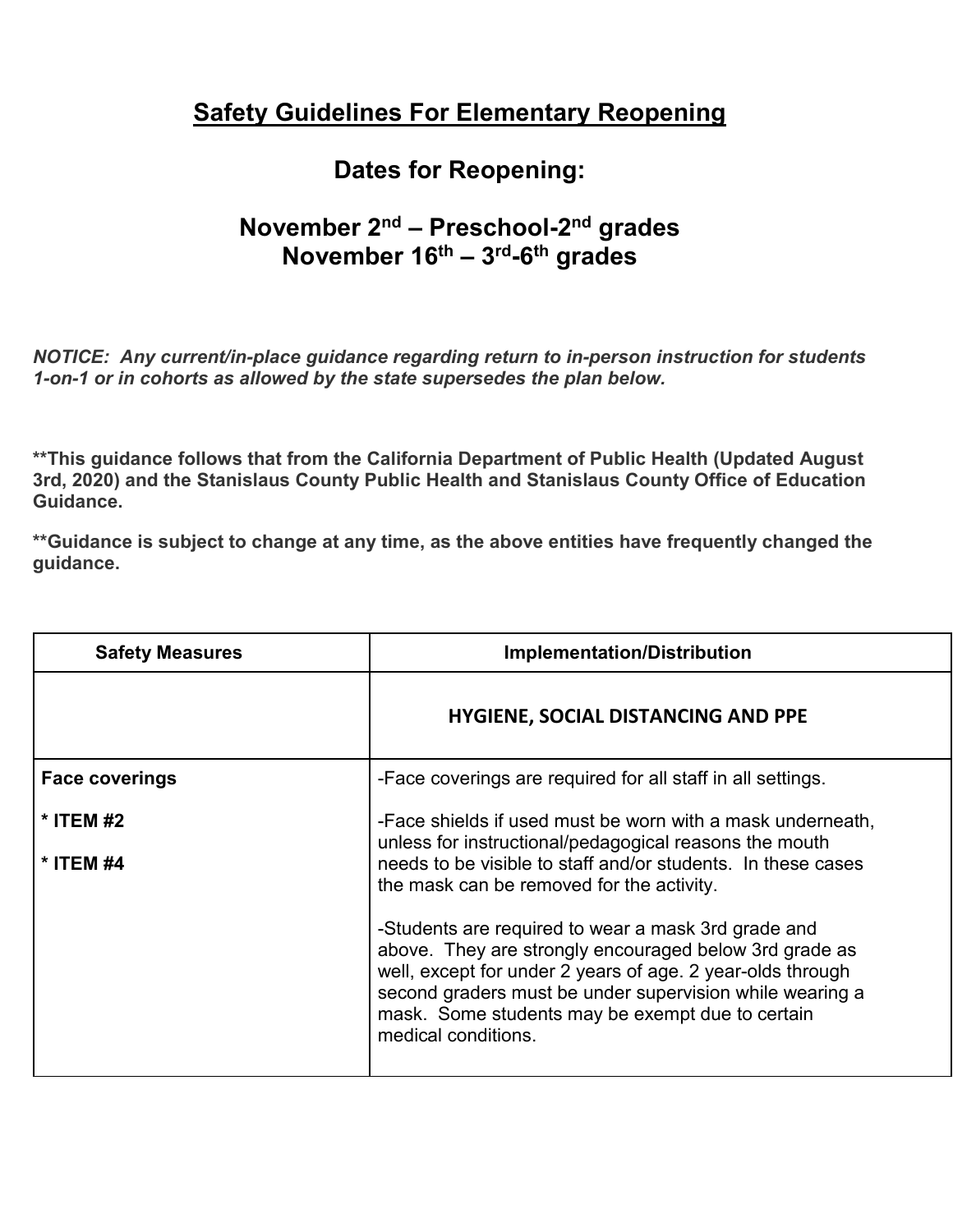# Safety Guidelines For Elementary Reopening

## Dates for Reopening:

## November 2nd – Preschool-2nd grades
## November 16th – 3rd-6th grades

***NOTICE: Any current/in-place guidance regarding return to in-person instruction for students 1-on-1 or in cohorts as allowed by the state supersedes the plan below.***

**\*\*This guidance follows that from the California Department of Public Health (Updated August 3rd, 2020) and the Stanislaus County Public Health and Stanislaus County Office of Education Guidance.**

**\*\*Guidance is subject to change at any time, as the above entities have frequently changed the guidance.**

| Safety Measures | Implementation/Distribution |
|---|---|
| | **HYGIENE, SOCIAL DISTANCING AND PPE** |
| **Face coverings**<br><br>**\* ITEM #2**<br><br>**\* ITEM #4** | -Face coverings are required for all staff in all settings.<br><br>-Face shields if used must be worn with a mask underneath, unless for instructional/pedagogical reasons the mouth needs to be visible to staff and/or students. In these cases the mask can be removed for the activity.<br><br>-Students are required to wear a mask 3rd grade and above. They are strongly encouraged below 3rd grade as well, except for under 2 years of age. 2 year-olds through second graders must be under supervision while wearing a mask. Some students may be exempt due to certain medical conditions. |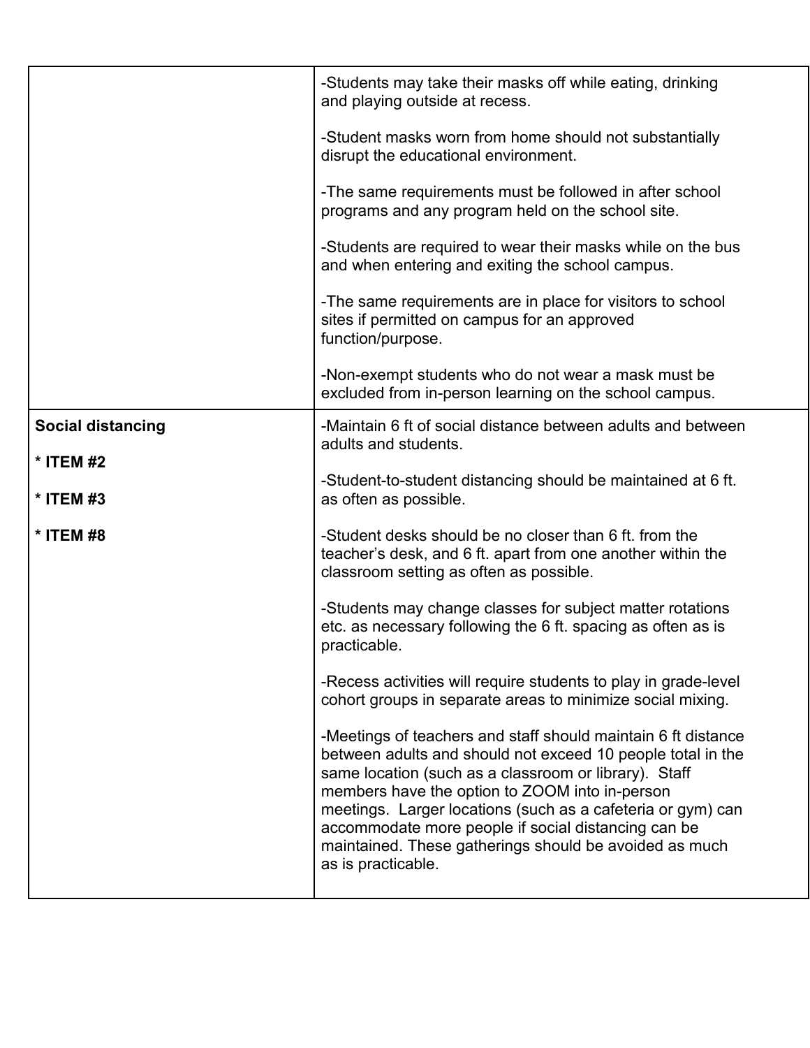| | |
|---|---|
| | -Students may take their masks off while eating, drinking and playing outside at recess.<br><br>-Student masks worn from home should not substantially disrupt the educational environment.<br><br>-The same requirements must be followed in after school programs and any program held on the school site.<br><br>-Students are required to wear their masks while on the bus and when entering and exiting the school campus.<br><br>-The same requirements are in place for visitors to school sites if permitted on campus for an approved function/purpose.<br><br>-Non-exempt students who do not wear a mask must be excluded from in-person learning on the school campus. |
| **Social distancing**<br><br>**\* ITEM #2**<br><br>**\* ITEM #3**<br><br>**\* ITEM #8** | -Maintain 6 ft of social distance between adults and between adults and students.<br><br>-Student-to-student distancing should be maintained at 6 ft. as often as possible.<br><br>-Student desks should be no closer than 6 ft. from the teacher's desk, and 6 ft. apart from one another within the classroom setting as often as possible.<br><br>-Students may change classes for subject matter rotations etc. as necessary following the 6 ft. spacing as often as is practicable.<br><br>-Recess activities will require students to play in grade-level cohort groups in separate areas to minimize social mixing.<br><br>-Meetings of teachers and staff should maintain 6 ft distance between adults and should not exceed 10 people total in the same location (such as a classroom or library). Staff members have the option to ZOOM into in-person meetings. Larger locations (such as a cafeteria or gym) can accommodate more people if social distancing can be maintained. These gatherings should be avoided as much as is practicable. |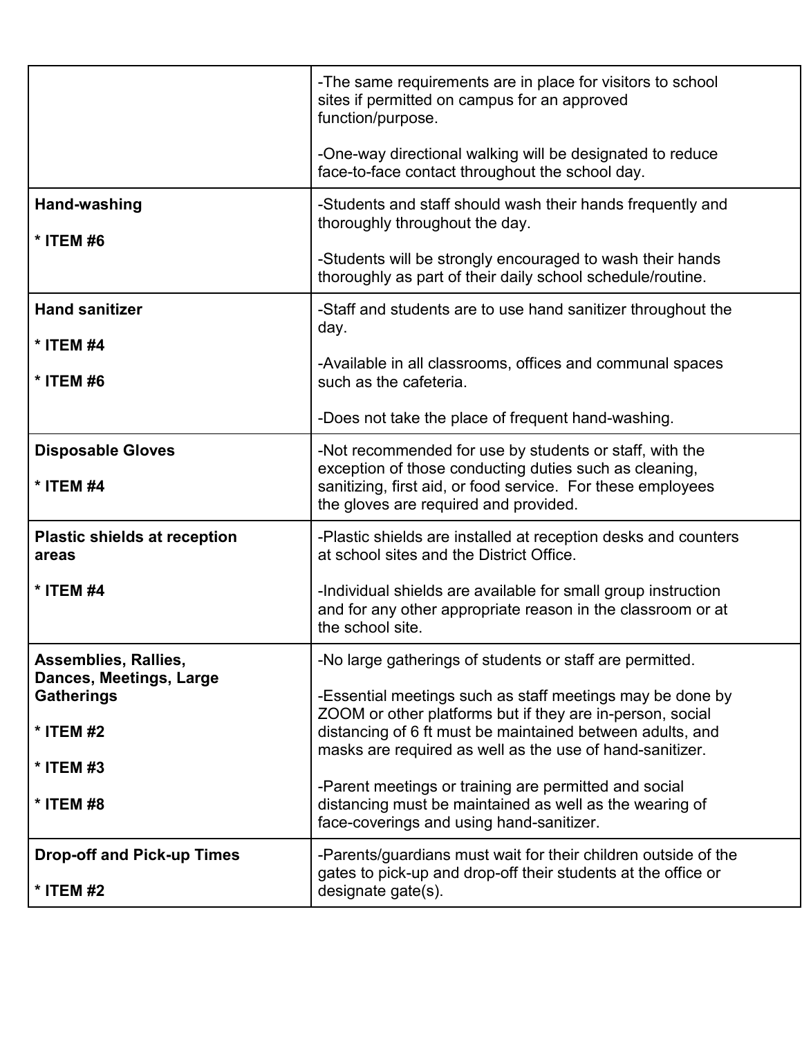| | |
|---|---|
| | -The same requirements are in place for visitors to school sites if permitted on campus for an approved function/purpose.<br><br>-One-way directional walking will be designated to reduce face-to-face contact throughout the school day. |
| **Hand-washing**<br><br>**\* ITEM #6** | -Students and staff should wash their hands frequently and thoroughly throughout the day.<br><br>-Students will be strongly encouraged to wash their hands thoroughly as part of their daily school schedule/routine. |
| **Hand sanitizer**<br><br>**\* ITEM #4**<br><br>**\* ITEM #6** | -Staff and students are to use hand sanitizer throughout the day.<br><br>-Available in all classrooms, offices and communal spaces such as the cafeteria.<br><br>-Does not take the place of frequent hand-washing. |
| **Disposable Gloves**<br><br>**\* ITEM #4** | -Not recommended for use by students or staff, with the exception of those conducting duties such as cleaning, sanitizing, first aid, or food service. For these employees the gloves are required and provided. |
| **Plastic shields at reception areas**<br><br>**\* ITEM #4** | -Plastic shields are installed at reception desks and counters at school sites and the District Office.<br><br>-Individual shields are available for small group instruction and for any other appropriate reason in the classroom or at the school site. |
| **Assemblies, Rallies, Dances, Meetings, Large Gatherings**<br><br>**\* ITEM #2**<br><br>**\* ITEM #3**<br><br>**\* ITEM #8** | -No large gatherings of students or staff are permitted.<br><br>-Essential meetings such as staff meetings may be done by ZOOM or other platforms but if they are in-person, social distancing of 6 ft must be maintained between adults, and masks are required as well the use of hand-sanitizer.<br><br>-Parent meetings or training are permitted and social distancing must be maintained as well as the wearing of face-coverings and using hand-sanitizer. |
| **Drop-off and Pick-up Times**<br><br>**\* ITEM #2** | -Parents/guardians must wait for their children outside of the gates to pick-up and drop-off their students at the office or designate gate(s). |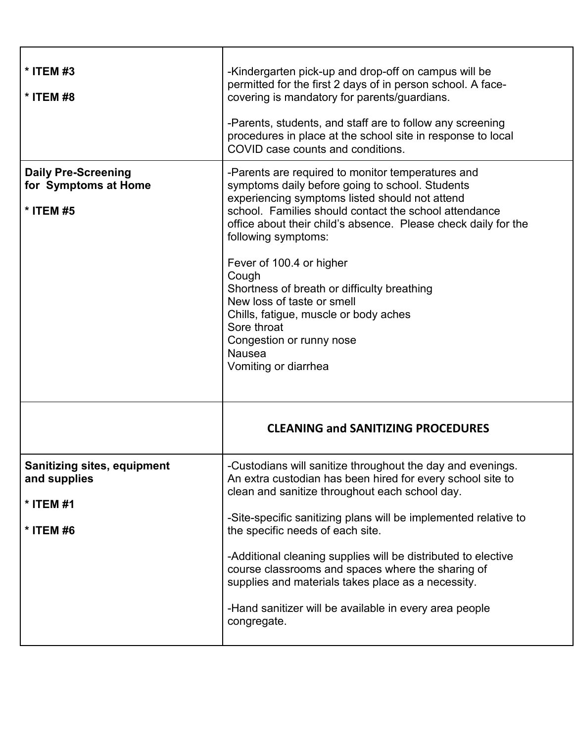| | |
|---|---|
| **\* ITEM #3**<br><br>**\* ITEM #8** | -Kindergarten pick-up and drop-off on campus will be permitted for the first 2 days of in person school. A face-covering is mandatory for parents/guardians.<br><br>-Parents, students, and staff are to follow any screening procedures in place at the school site in response to local COVID case counts and conditions. |
| **Daily Pre-Screening for Symptoms at Home**<br><br>**\* ITEM #5** | -Parents are required to monitor temperatures and symptoms daily before going to school. Students experiencing symptoms listed should not attend school. Families should contact the school attendance office about their child's absence. Please check daily for the following symptoms:<br><br>Fever of 100.4 or higher<br>Cough<br>Shortness of breath or difficulty breathing<br>New loss of taste or smell<br>Chills, fatigue, muscle or body aches<br>Sore throat<br>Congestion or runny nose<br>Nausea<br>Vomiting or diarrhea |
| | **CLEANING and SANITIZING PROCEDURES** |
| **Sanitizing sites, equipment and supplies**<br><br>**\* ITEM #1**<br><br>**\* ITEM #6** | -Custodians will sanitize throughout the day and evenings. An extra custodian has been hired for every school site to clean and sanitize throughout each school day.<br><br>-Site-specific sanitizing plans will be implemented relative to the specific needs of each site.<br><br>-Additional cleaning supplies will be distributed to elective course classrooms and spaces where the sharing of supplies and materials takes place as a necessity.<br><br>-Hand sanitizer will be available in every area people congregate. |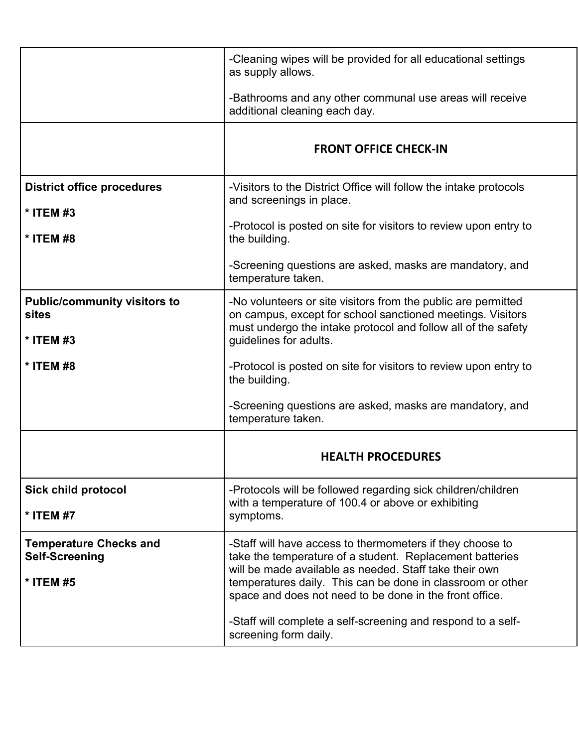| | |
|---|---|
| | -Cleaning wipes will be provided for all educational settings as supply allows.<br><br>-Bathrooms and any other communal use areas will receive additional cleaning each day. |
| | **FRONT OFFICE CHECK-IN** |
| **District office procedures**<br><br>**\* ITEM #3**<br><br>**\* ITEM #8** | -Visitors to the District Office will follow the intake protocols and screenings in place.<br><br>-Protocol is posted on site for visitors to review upon entry to the building.<br><br>-Screening questions are asked, masks are mandatory, and temperature taken. |
| **Public/community visitors to sites**<br><br>**\* ITEM #3**<br><br>**\* ITEM #8** | -No volunteers or site visitors from the public are permitted on campus, except for school sanctioned meetings. Visitors must undergo the intake protocol and follow all of the safety guidelines for adults.<br><br>-Protocol is posted on site for visitors to review upon entry to the building.<br><br>-Screening questions are asked, masks are mandatory, and temperature taken. |
| | **HEALTH PROCEDURES** |
| **Sick child protocol**<br><br>**\* ITEM #7** | -Protocols will be followed regarding sick children/children with a temperature of 100.4 or above or exhibiting symptoms. |
| **Temperature Checks and Self-Screening**<br><br>**\* ITEM #5** | -Staff will have access to thermometers if they choose to take the temperature of a student. Replacement batteries will be made available as needed. Staff take their own temperatures daily. This can be done in classroom or other space and does not need to be done in the front office.<br><br>-Staff will complete a self-screening and respond to a self-screening form daily. |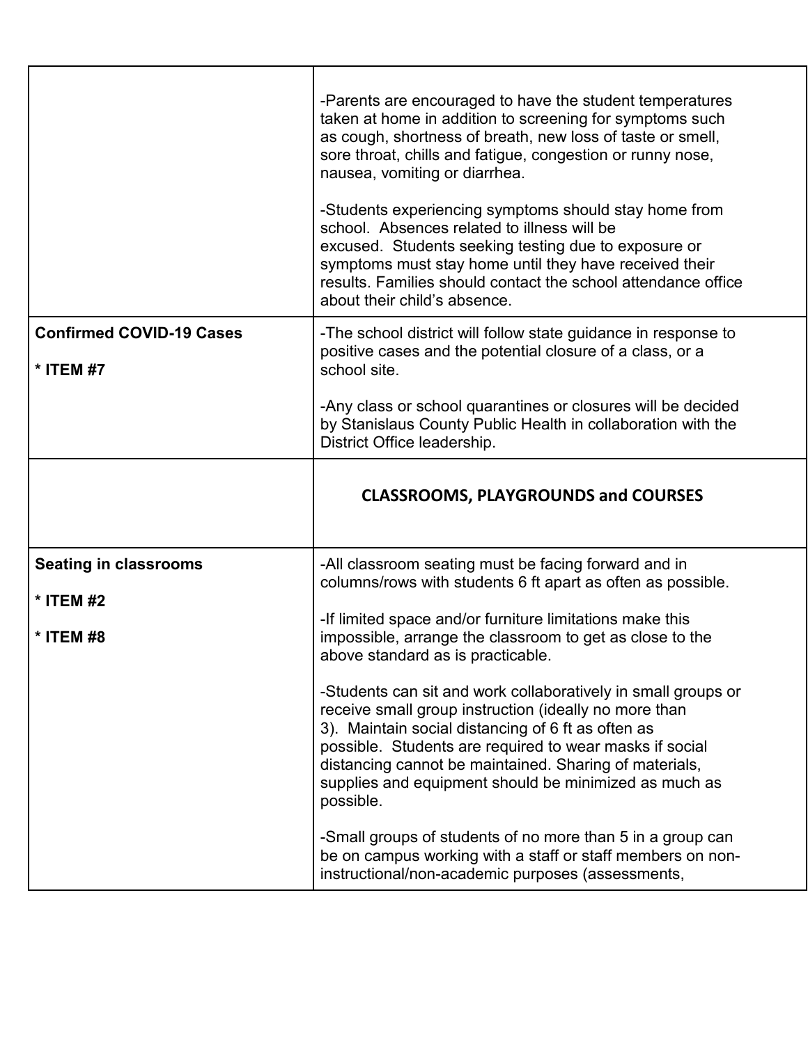| | |
|---|---|
| | -Parents are encouraged to have the student temperatures taken at home in addition to screening for symptoms such as cough, shortness of breath, new loss of taste or smell, sore throat, chills and fatigue, congestion or runny nose, nausea, vomiting or diarrhea.<br><br>-Students experiencing symptoms should stay home from school. Absences related to illness will be excused. Students seeking testing due to exposure or symptoms must stay home until they have received their results. Families should contact the school attendance office about their child's absence. |
| **Confirmed COVID-19 Cases**<br><br>**\* ITEM #7** | -The school district will follow state guidance in response to positive cases and the potential closure of a class, or a school site.<br><br>-Any class or school quarantines or closures will be decided by Stanislaus County Public Health in collaboration with the District Office leadership. |
| | **CLASSROOMS, PLAYGROUNDS and COURSES** |
| **Seating in classrooms**<br><br>**\* ITEM #2**<br><br>**\* ITEM #8** | -All classroom seating must be facing forward and in columns/rows with students 6 ft apart as often as possible.<br><br>-If limited space and/or furniture limitations make this impossible, arrange the classroom to get as close to the above standard as is practicable.<br><br>-Students can sit and work collaboratively in small groups or receive small group instruction (ideally no more than 3). Maintain social distancing of 6 ft as often as possible. Students are required to wear masks if social distancing cannot be maintained. Sharing of materials, supplies and equipment should be minimized as much as possible.<br><br>-Small groups of students of no more than 5 in a group can be on campus working with a staff or staff members on non-instructional/non-academic purposes (assessments, |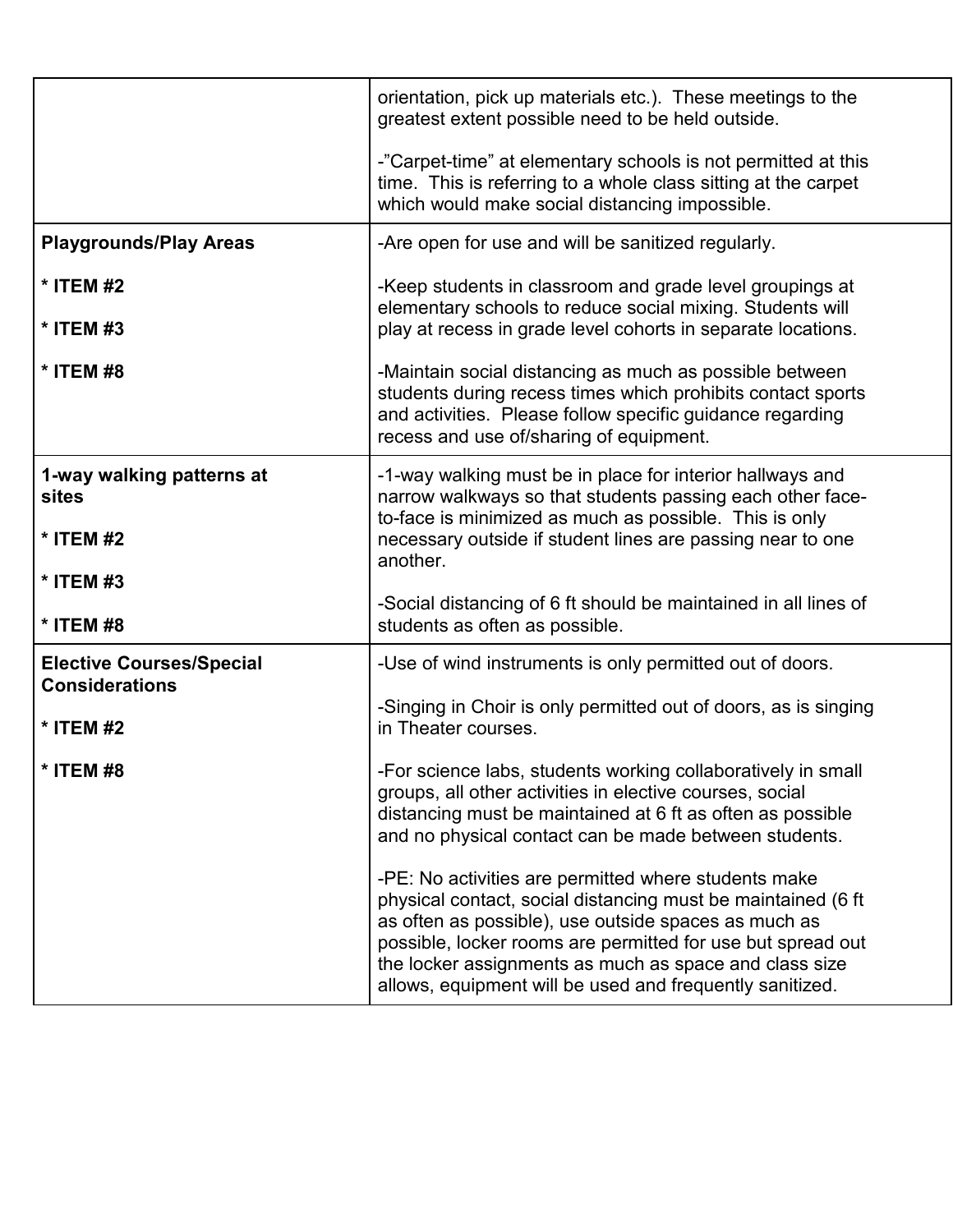| | |
|---|---|
| | orientation, pick up materials etc.). These meetings to the greatest extent possible need to be held outside.<br><br>-"Carpet-time" at elementary schools is not permitted at this time. This is referring to a whole class sitting at the carpet which would make social distancing impossible. |
| **Playgrounds/Play Areas**<br><br>**\* ITEM #2**<br><br>**\* ITEM #3**<br><br>**\* ITEM #8** | -Are open for use and will be sanitized regularly.<br><br>-Keep students in classroom and grade level groupings at elementary schools to reduce social mixing. Students will play at recess in grade level cohorts in separate locations.<br><br>-Maintain social distancing as much as possible between students during recess times which prohibits contact sports and activities. Please follow specific guidance regarding recess and use of/sharing of equipment. |
| **1-way walking patterns at sites**<br><br>**\* ITEM #2**<br><br>**\* ITEM #3**<br><br>**\* ITEM #8** | -1-way walking must be in place for interior hallways and narrow walkways so that students passing each other face-to-face is minimized as much as possible. This is only necessary outside if student lines are passing near to one another.<br><br>-Social distancing of 6 ft should be maintained in all lines of students as often as possible. |
| **Elective Courses/Special Considerations**<br><br>**\* ITEM #2**<br><br>**\* ITEM #8** | -Use of wind instruments is only permitted out of doors.<br><br>-Singing in Choir is only permitted out of doors, as is singing in Theater courses.<br><br>-For science labs, students working collaboratively in small groups, all other activities in elective courses, social distancing must be maintained at 6 ft as often as possible and no physical contact can be made between students.<br><br>-PE: No activities are permitted where students make physical contact, social distancing must be maintained (6 ft as often as possible), use outside spaces as much as possible, locker rooms are permitted for use but spread out the locker assignments as much as space and class size allows, equipment will be used and frequently sanitized. |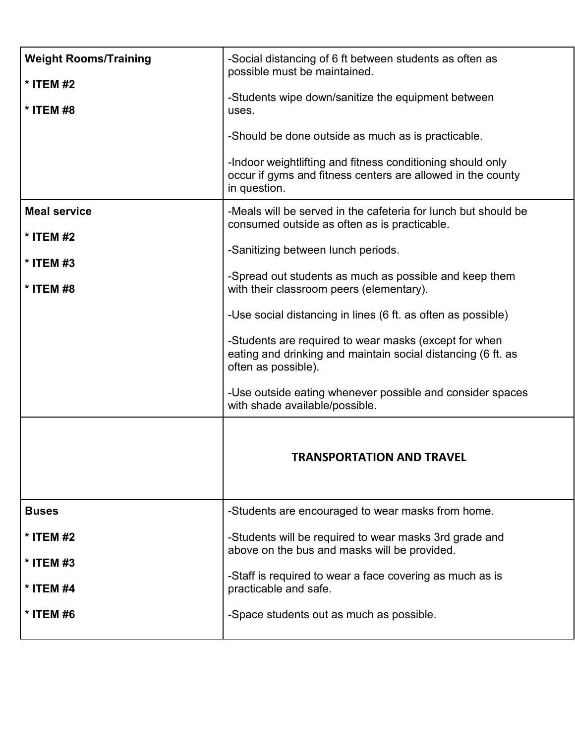| Weight Rooms/Training<br><br>**\* ITEM #2**<br><br>**\* ITEM #8** | -Social distancing of 6 ft between students as often as possible must be maintained.<br><br>-Students wipe down/sanitize the equipment between uses.<br><br>-Should be done outside as much as is practicable.<br><br>-Indoor weightlifting and fitness conditioning should only occur if gyms and fitness centers are allowed in the county in question. |
|---|---|
| **Meal service**<br><br>**\* ITEM #2**<br><br>**\* ITEM #3**<br><br>**\* ITEM #8** | -Meals will be served in the cafeteria for lunch but should be consumed outside as often as is practicable.<br><br>-Sanitizing between lunch periods.<br><br>-Spread out students as much as possible and keep them with their classroom peers (elementary).<br><br>-Use social distancing in lines (6 ft. as often as possible)<br><br>-Students are required to wear masks (except for when eating and drinking and maintain social distancing (6 ft. as often as possible).<br><br>-Use outside eating whenever possible and consider spaces with shade available/possible. |
| | **TRANSPORTATION AND TRAVEL** |
| **Buses**<br><br>**\* ITEM #2**<br><br>**\* ITEM #3**<br><br>**\* ITEM #4**<br><br>**\* ITEM #6** | -Students are encouraged to wear masks from home.<br><br>-Students will be required to wear masks 3rd grade and above on the bus and masks will be provided.<br><br>-Staff is required to wear a face covering as much as is practicable and safe.<br><br>-Space students out as much as possible. |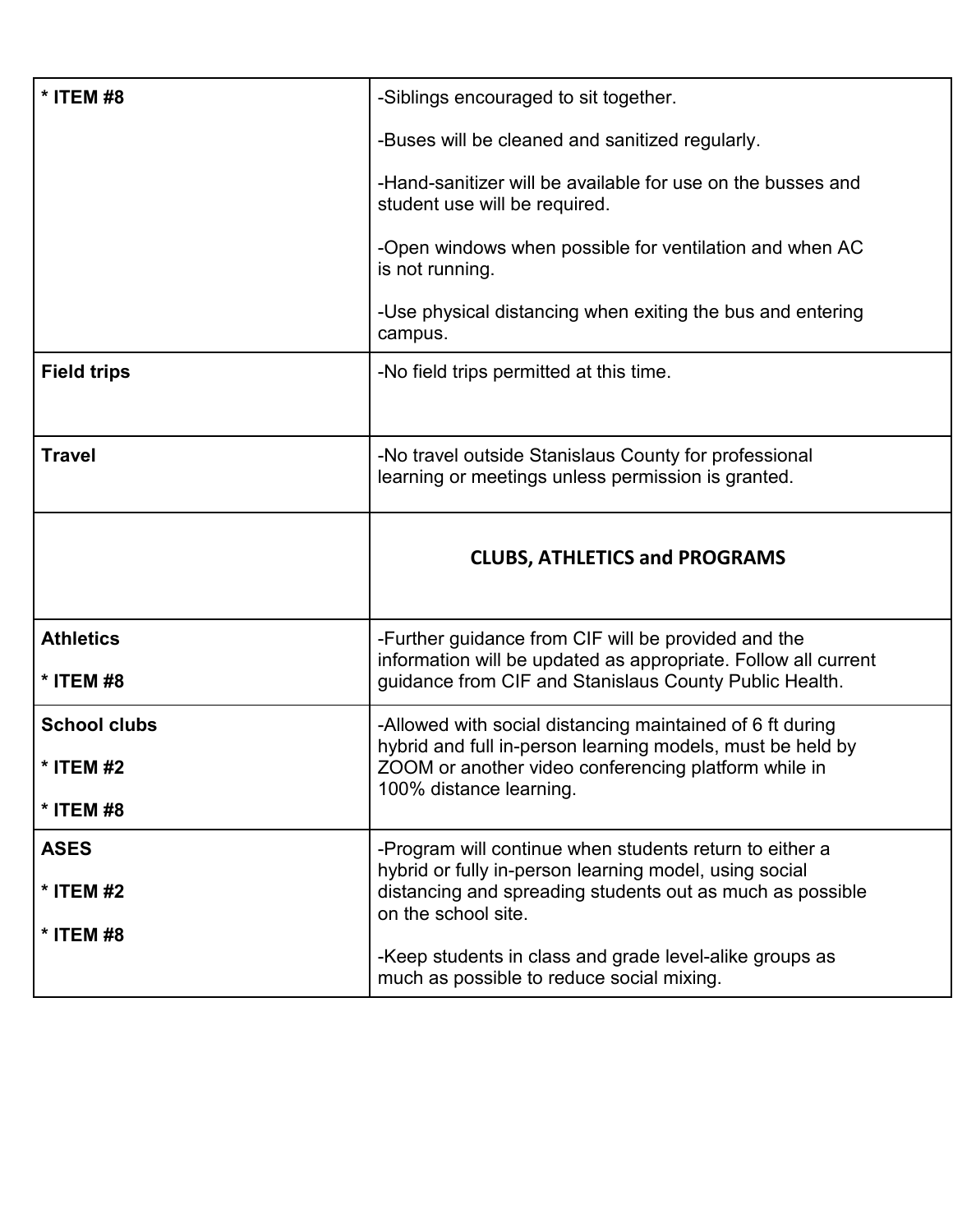| * ITEM #8 | -Siblings encouraged to sit together.<br><br>-Buses will be cleaned and sanitized regularly.<br><br>-Hand-sanitizer will be available for use on the busses and student use will be required.<br><br>-Open windows when possible for ventilation and when AC is not running.<br><br>-Use physical distancing when exiting the bus and entering campus. |
|---|---|
| **Field trips** | -No field trips permitted at this time. |
| **Travel** | -No travel outside Stanislaus County for professional learning or meetings unless permission is granted. |
| | **CLUBS, ATHLETICS and PROGRAMS** |
| **Athletics**<br><br>**\* ITEM #8** | -Further guidance from CIF will be provided and the information will be updated as appropriate. Follow all current guidance from CIF and Stanislaus County Public Health. |
| **School clubs**<br><br>**\* ITEM #2**<br><br>**\* ITEM #8** | -Allowed with social distancing maintained of 6 ft during hybrid and full in-person learning models, must be held by ZOOM or another video conferencing platform while in 100% distance learning. |
| **ASES**<br><br>**\* ITEM #2**<br><br>**\* ITEM #8** | -Program will continue when students return to either a hybrid or fully in-person learning model, using social distancing and spreading students out as much as possible on the school site.<br><br>-Keep students in class and grade level-alike groups as much as possible to reduce social mixing. |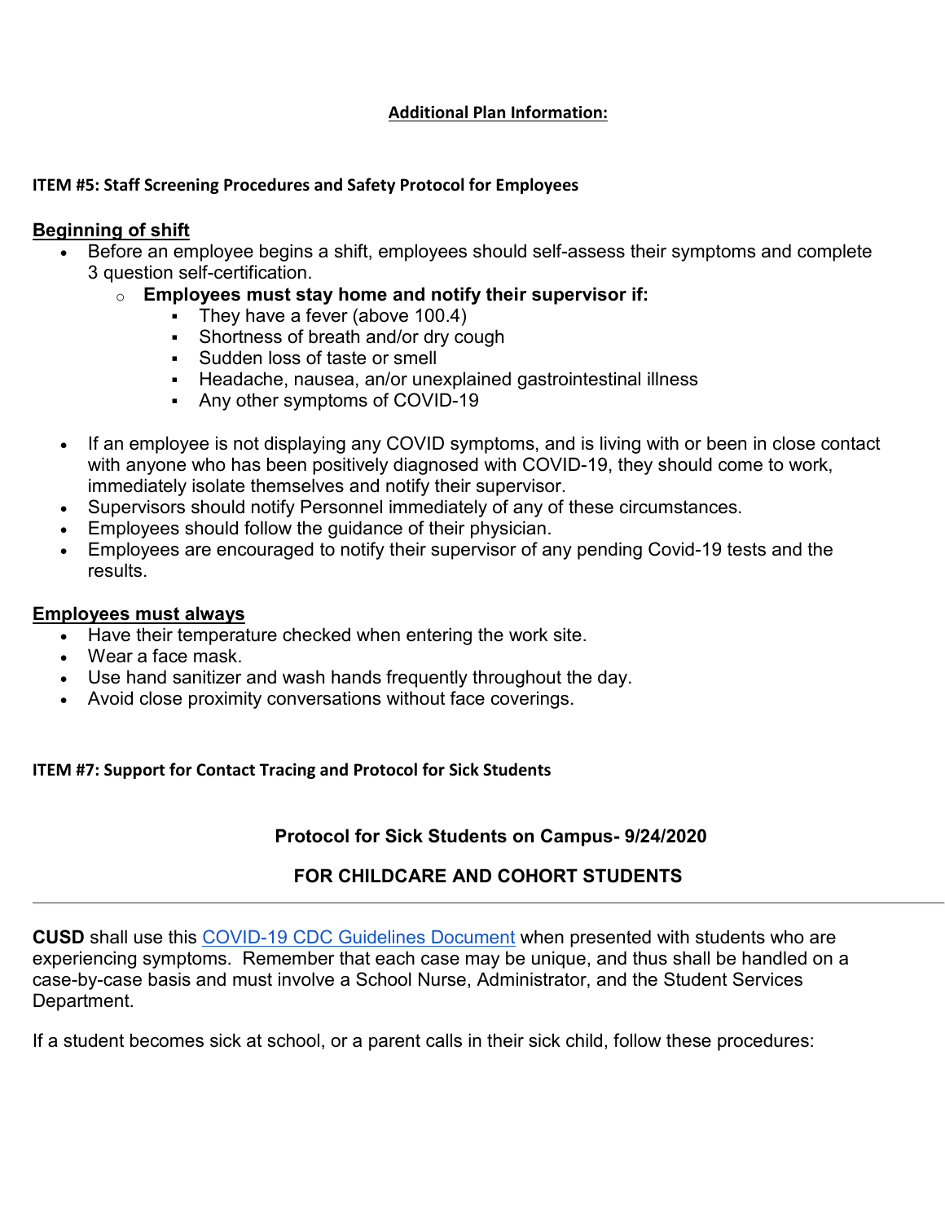## Additional Plan Information:

### ITEM #5: Staff Screening Procedures and Safety Protocol for Employees

**Beginning of shift**

- Before an employee begins a shift, employees should self-assess their symptoms and complete 3 question self-certification.
  - **Employees must stay home and notify their supervisor if:**
    - They have a fever (above 100.4)
    - Shortness of breath and/or dry cough
    - Sudden loss of taste or smell
    - Headache, nausea, an/or unexplained gastrointestinal illness
    - Any other symptoms of COVID-19

- If an employee is not displaying any COVID symptoms, and is living with or been in close contact with anyone who has been positively diagnosed with COVID-19, they should come to work, immediately isolate themselves and notify their supervisor.
- Supervisors should notify Personnel immediately of any of these circumstances.
- Employees should follow the guidance of their physician.
- Employees are encouraged to notify their supervisor of any pending Covid-19 tests and the results.

**Employees must always**

- Have their temperature checked when entering the work site.
- Wear a face mask.
- Use hand sanitizer and wash hands frequently throughout the day.
- Avoid close proximity conversations without face coverings.

### ITEM #7: Support for Contact Tracing and Protocol for Sick Students

**Protocol for Sick Students on Campus- 9/24/2020**

**FOR CHILDCARE AND COHORT STUDENTS**

---

**CUSD** shall use this COVID-19 CDC Guidelines Document when presented with students who are experiencing symptoms. Remember that each case may be unique, and thus shall be handled on a case-by-case basis and must involve a School Nurse, Administrator, and the Student Services Department.

If a student becomes sick at school, or a parent calls in their sick child, follow these procedures: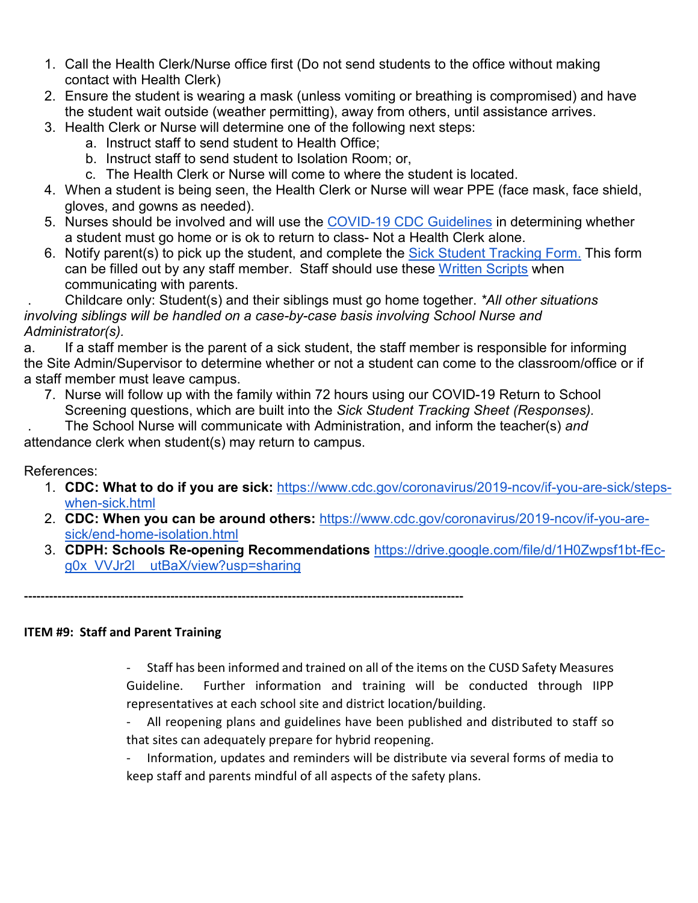1. Call the Health Clerk/Nurse office first (Do not send students to the office without making contact with Health Clerk)
2. Ensure the student is wearing a mask (unless vomiting or breathing is compromised) and have the student wait outside (weather permitting), away from others, until assistance arrives.
3. Health Clerk or Nurse will determine one of the following next steps:
   a. Instruct staff to send student to Health Office;
   b. Instruct staff to send student to Isolation Room; or,
   c. The Health Clerk or Nurse will come to where the student is located.
4. When a student is being seen, the Health Clerk or Nurse will wear PPE (face mask, face shield, gloves, and gowns as needed).
5. Nurses should be involved and will use the [COVID-19 CDC Guidelines]() in determining whether a student must go home or is ok to return to class- Not a Health Clerk alone.
6. Notify parent(s) to pick up the student, and complete the [Sick Student Tracking Form.]() This form can be filled out by any staff member. Staff should use these [Written Scripts]() when communicating with parents.

. Childcare only: Student(s) and their siblings must go home together. *\*All other situations involving siblings will be handled on a case-by-case basis involving School Nurse and Administrator(s).*

a. If a staff member is the parent of a sick student, the staff member is responsible for informing the Site Admin/Supervisor to determine whether or not a student can come to the classroom/office or if a staff member must leave campus.

7. Nurse will follow up with the family within 72 hours using our COVID-19 Return to School Screening questions, which are built into the *Sick Student Tracking Sheet (Responses).*

. The School Nurse will communicate with Administration, and inform the teacher(s) *and* attendance clerk when student(s) may return to campus.

References:

1. **CDC: What to do if you are sick:** https://www.cdc.gov/coronavirus/2019-ncov/if-you-are-sick/steps-when-sick.html
2. **CDC: When you can be around others:** https://www.cdc.gov/coronavirus/2019-ncov/if-you-are-sick/end-home-isolation.html
3. **CDPH: Schools Re-opening Recommendations** https://drive.google.com/file/d/1H0Zwpsf1bt-fEc-g0x_VVJr2l__utBaX/view?usp=sharing

---------------------------------------------------------------------------------------------------------

**ITEM #9: Staff and Parent Training**

- Staff has been informed and trained on all of the items on the CUSD Safety Measures Guideline. Further information and training will be conducted through IIPP representatives at each school site and district location/building.
- All reopening plans and guidelines have been published and distributed to staff so that sites can adequately prepare for hybrid reopening.
- Information, updates and reminders will be distribute via several forms of media to keep staff and parents mindful of all aspects of the safety plans.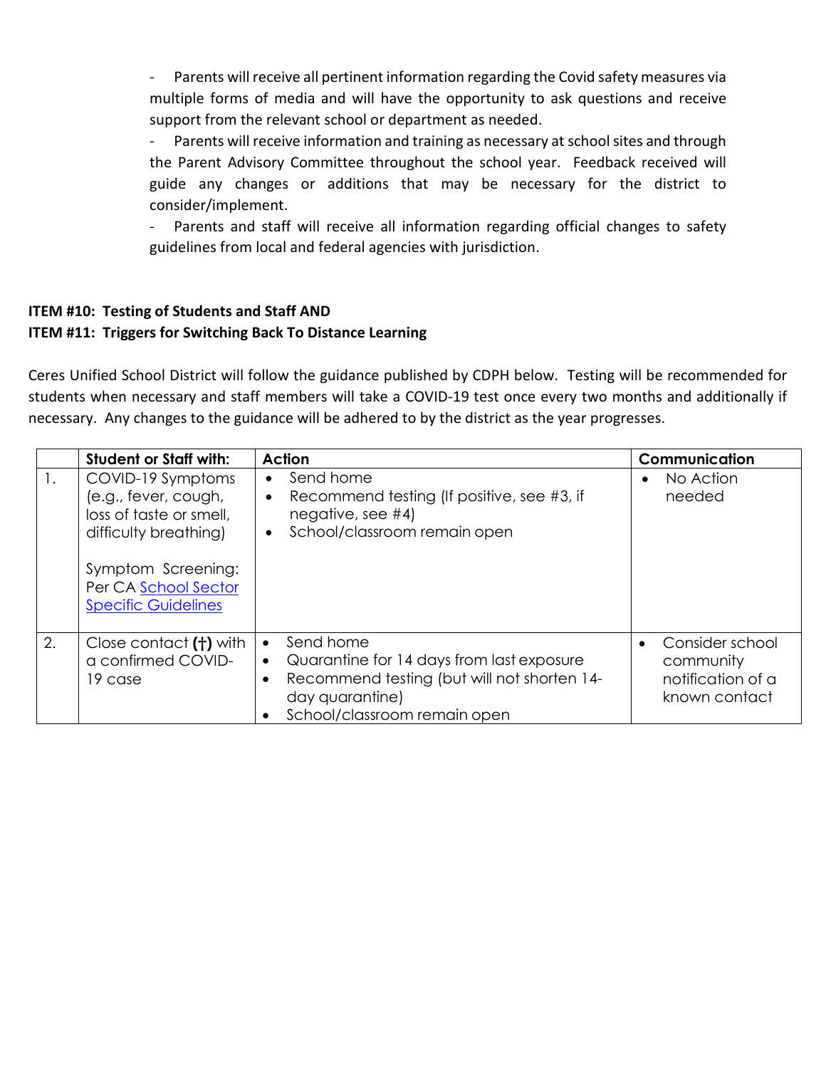- Parents will receive all pertinent information regarding the Covid safety measures via multiple forms of media and will have the opportunity to ask questions and receive support from the relevant school or department as needed.
- Parents will receive information and training as necessary at school sites and through the Parent Advisory Committee throughout the school year. Feedback received will guide any changes or additions that may be necessary for the district to consider/implement.
- Parents and staff will receive all information regarding official changes to safety guidelines from local and federal agencies with jurisdiction.

**ITEM #10: Testing of Students and Staff AND**
**ITEM #11: Triggers for Switching Back To Distance Learning**

Ceres Unified School District will follow the guidance published by CDPH below. Testing will be recommended for students when necessary and staff members will take a COVID-19 test once every two months and additionally if necessary. Any changes to the guidance will be adhered to by the district as the year progresses.

| | **Student or Staff with:** | **Action** | **Communication** |
|---|---|---|---|
| 1. | COVID-19 Symptoms (e.g., fever, cough, loss of taste or smell, difficulty breathing)<br><br>Symptom Screening: Per CA School Sector Specific Guidelines | • Send home<br>• Recommend testing (If positive, see #3, if negative, see #4)<br>• School/classroom remain open | • No Action needed |
| 2. | Close contact **(†)** with a confirmed COVID-19 case | • Send home<br>• Quarantine for 14 days from last exposure<br>• Recommend testing (but will not shorten 14-day quarantine)<br>• School/classroom remain open | • Consider school community notification of a known contact |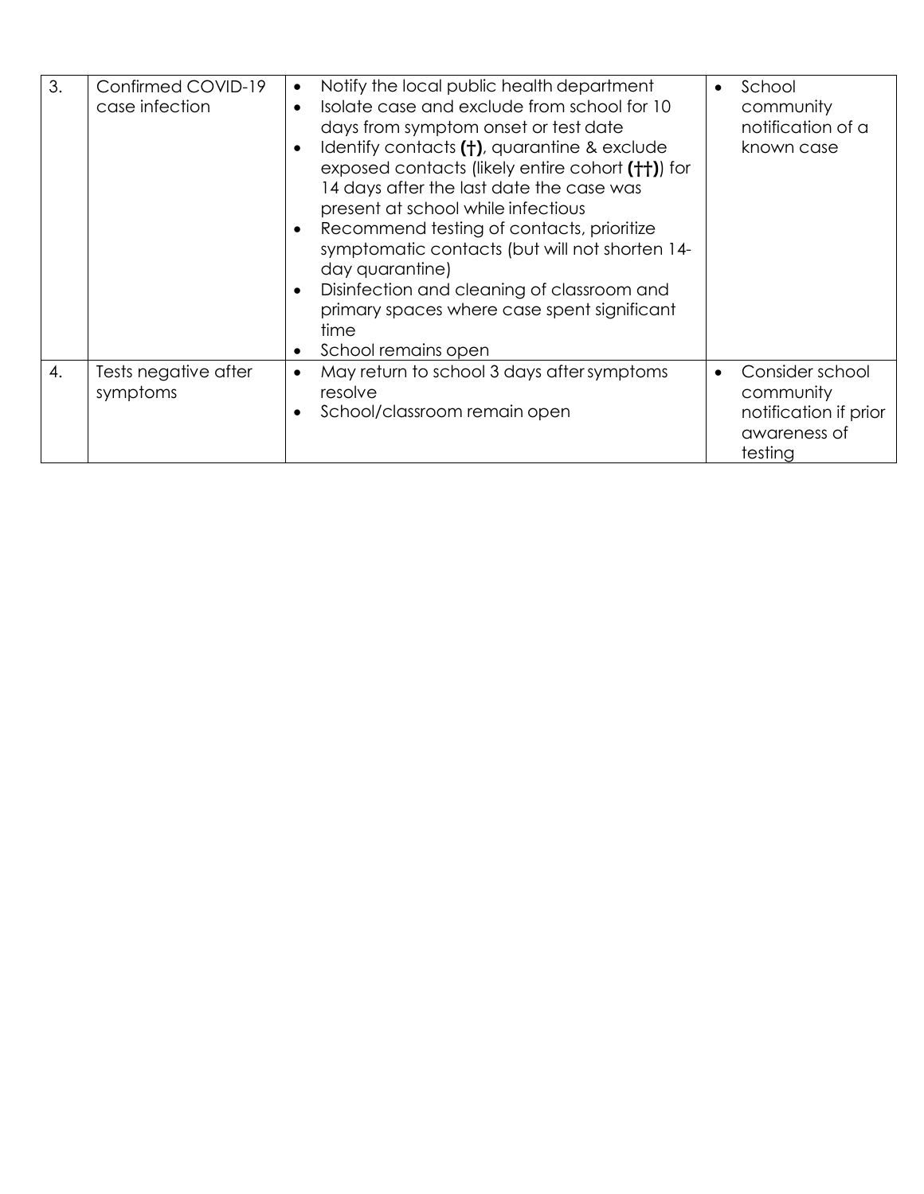| 3. | Confirmed COVID-19 case infection | • Notify the local public health department<br>• Isolate case and exclude from school for 10 days from symptom onset or test date<br>• Identify contacts **(†)**, quarantine & exclude exposed contacts (likely entire cohort **(††)**) for 14 days after the last date the case was present at school while infectious<br>• Recommend testing of contacts, prioritize symptomatic contacts (but will not shorten 14-day quarantine)<br>• Disinfection and cleaning of classroom and primary spaces where case spent significant time<br>• School remains open | • School community notification of a known case |
|---|---|---|---|
| 4. | Tests negative after symptoms | • May return to school 3 days after symptoms resolve<br>• School/classroom remain open | • Consider school community notification if prior awareness of testing |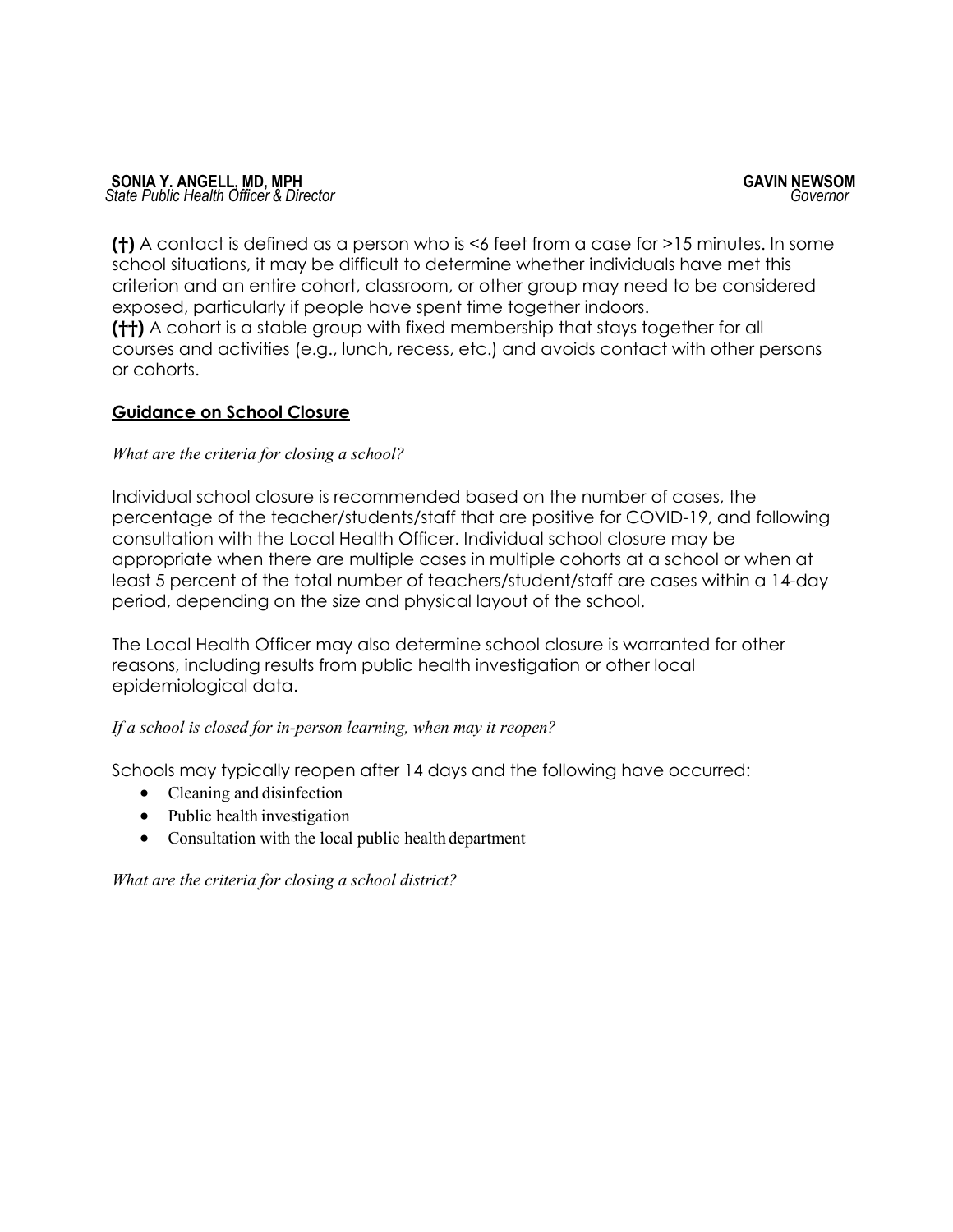**(†)** A contact is defined as a person who is <6 feet from a case for >15 minutes. In some school situations, it may be difficult to determine whether individuals have met this criterion and an entire cohort, classroom, or other group may need to be considered exposed, particularly if people have spent time together indoors.
**(††)** A cohort is a stable group with fixed membership that stays together for all courses and activities (e.g., lunch, recess, etc.) and avoids contact with other persons or cohorts.

## Guidance on School Closure

*What are the criteria for closing a school?*

Individual school closure is recommended based on the number of cases, the percentage of the teacher/students/staff that are positive for COVID-19, and following consultation with the Local Health Officer. Individual school closure may be appropriate when there are multiple cases in multiple cohorts at a school or when at least 5 percent of the total number of teachers/student/staff are cases within a 14-day period, depending on the size and physical layout of the school.

The Local Health Officer may also determine school closure is warranted for other reasons, including results from public health investigation or other local epidemiological data.

*If a school is closed for in-person learning, when may it reopen?*

Schools may typically reopen after 14 days and the following have occurred:

- Cleaning and disinfection
- Public health investigation
- Consultation with the local public health department

*What are the criteria for closing a school district?*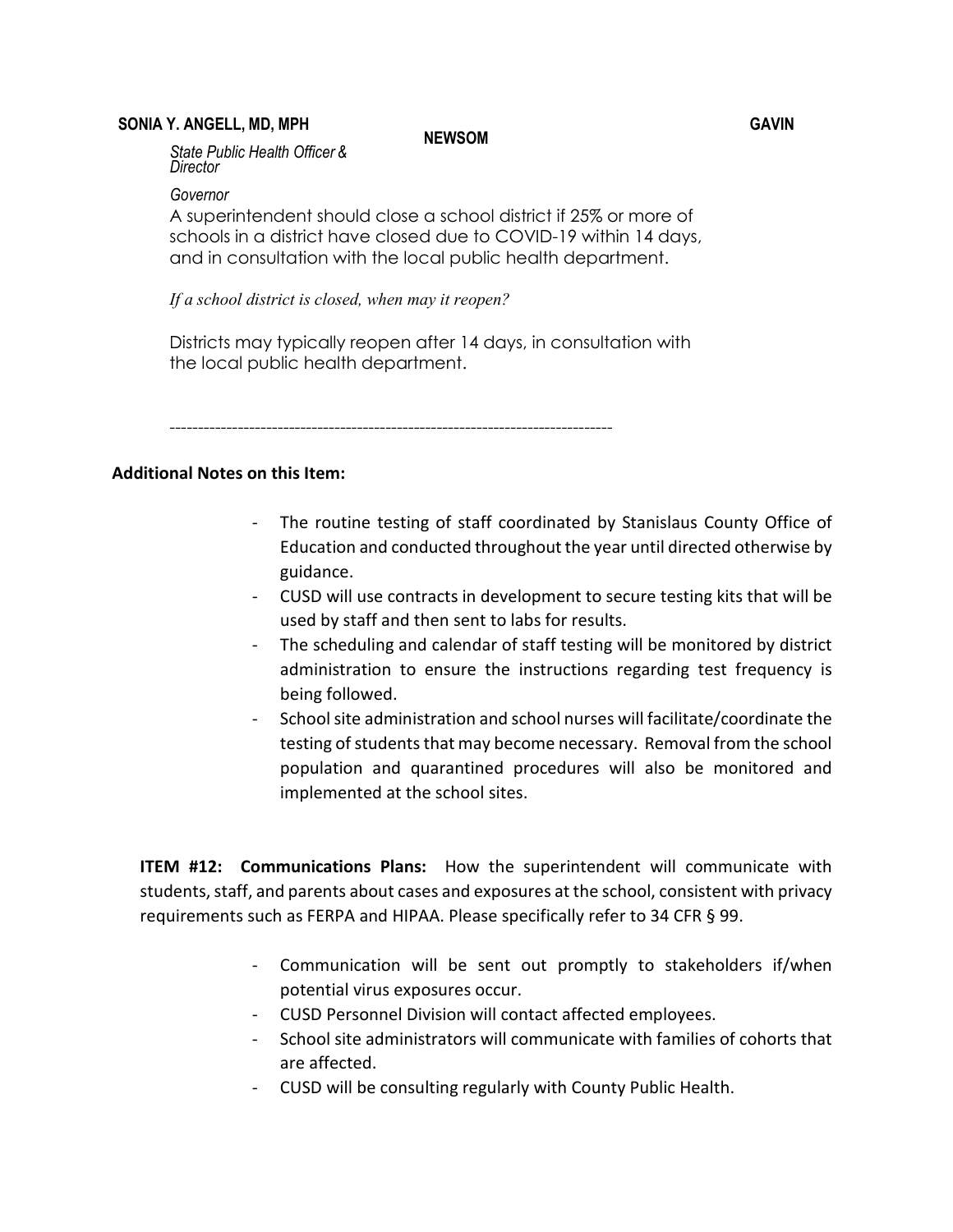**SONIA Y. ANGELL, MD, MPH** **NEWSOM** **GAVIN**

*State Public Health Officer & Director*

*Governor*

A superintendent should close a school district if 25% or more of schools in a district have closed due to COVID-19 within 14 days, and in consultation with the local public health department.

*If a school district is closed, when may it reopen?*

Districts may typically reopen after 14 days, in consultation with the local public health department.

-------------------------------------------------------------------------------

**Additional Notes on this Item:**

- The routine testing of staff coordinated by Stanislaus County Office of Education and conducted throughout the year until directed otherwise by guidance.
- CUSD will use contracts in development to secure testing kits that will be used by staff and then sent to labs for results.
- The scheduling and calendar of staff testing will be monitored by district administration to ensure the instructions regarding test frequency is being followed.
- School site administration and school nurses will facilitate/coordinate the testing of students that may become necessary. Removal from the school population and quarantined procedures will also be monitored and implemented at the school sites.

**ITEM #12: Communications Plans:** How the superintendent will communicate with students, staff, and parents about cases and exposures at the school, consistent with privacy requirements such as FERPA and HIPAA. Please specifically refer to 34 CFR § 99.

- Communication will be sent out promptly to stakeholders if/when potential virus exposures occur.
- CUSD Personnel Division will contact affected employees.
- School site administrators will communicate with families of cohorts that are affected.
- CUSD will be consulting regularly with County Public Health.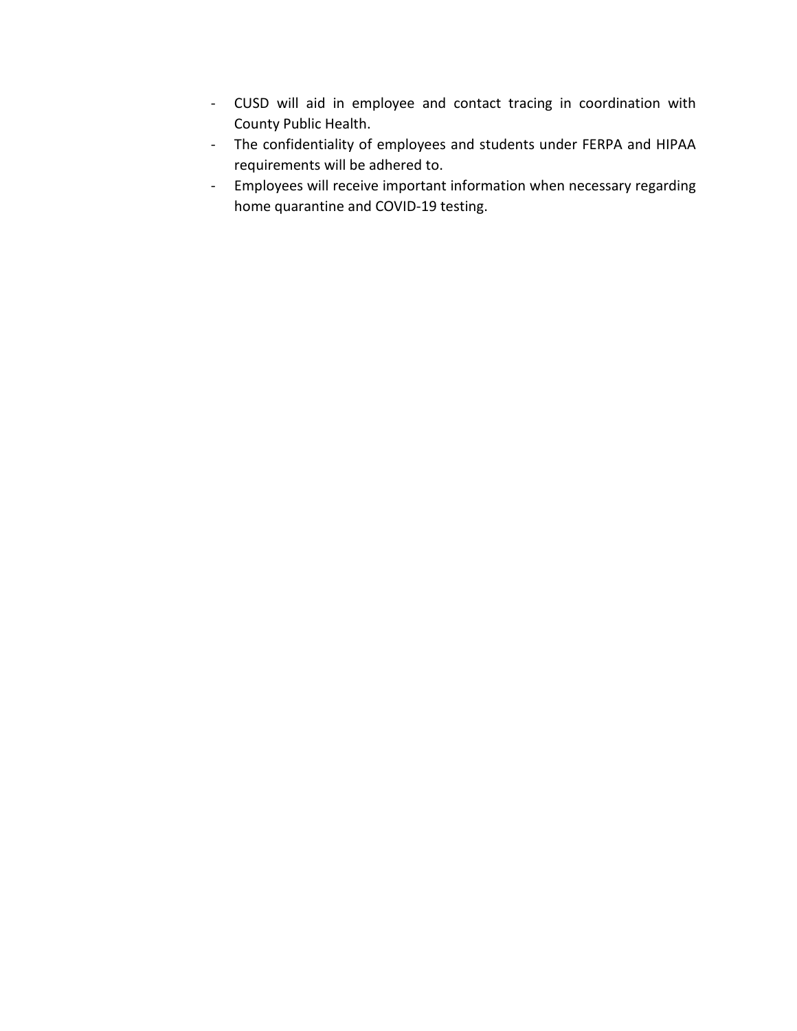- CUSD will aid in employee and contact tracing in coordination with County Public Health.
- The confidentiality of employees and students under FERPA and HIPAA requirements will be adhered to.
- Employees will receive important information when necessary regarding home quarantine and COVID-19 testing.